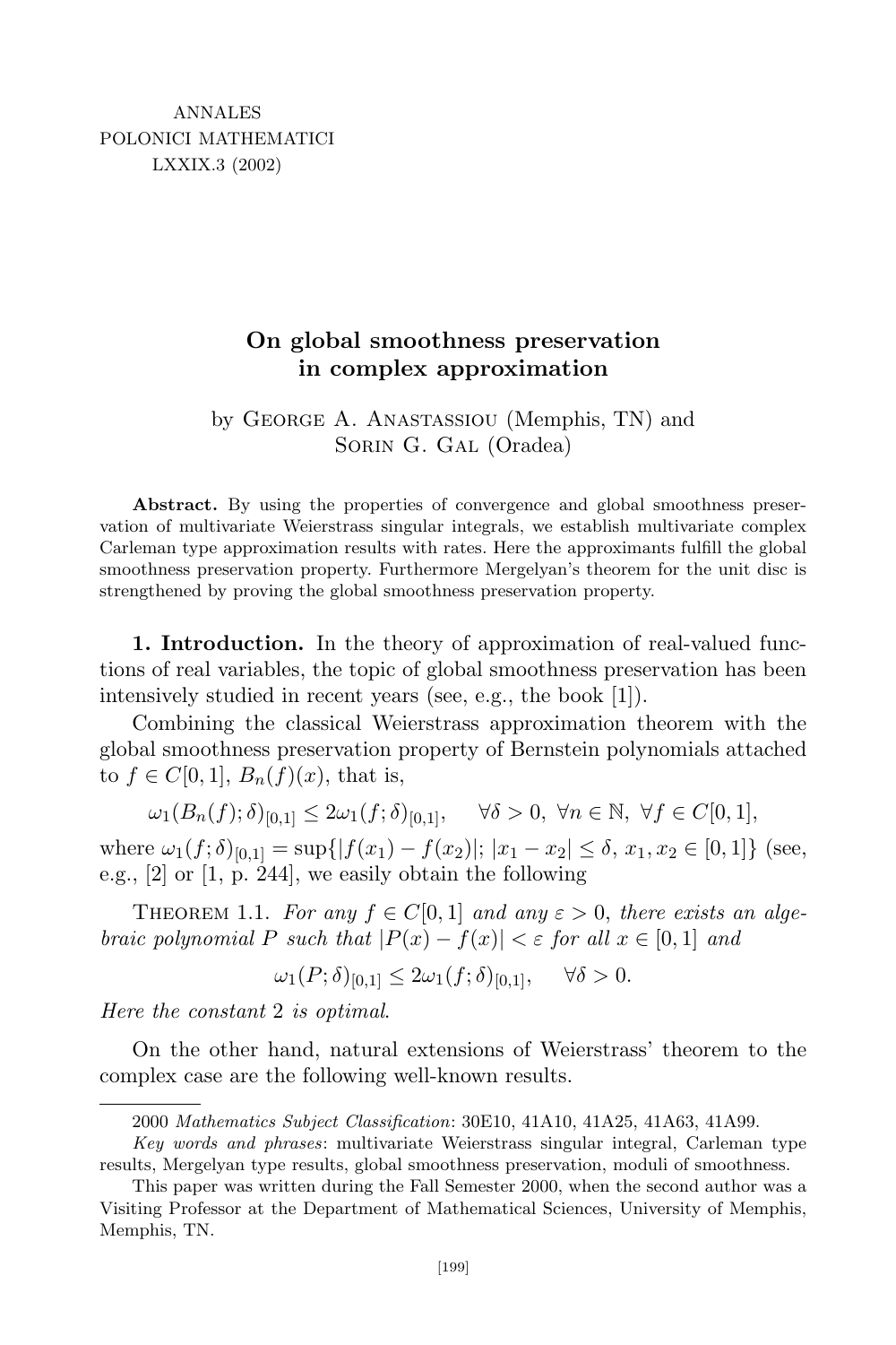# On global smoothness preservation in complex approximation

by George A. Anastassiou (Memphis, TN) and Sorin G. Gal (Oradea)

**Abstract.** By using the properties of convergence and global smoothness preservation of multivariate Weierstrass singular integrals, we establish multivariate complex Carleman type approximation results with rates. Here the approximants fulfill the global smoothness preservation property. Furthermore Mergelyan's theorem for the unit disc is strengthened by proving the global smoothness preservation property.

**1. Introduction.** In the theory of approximation of real-valued functions of real variables, the topic of global smoothness preservation has been intensively studied in recent years (see, e.g., the book [1]).

Combining the classical Weierstrass approximation theorem with the global smoothness preservation property of Bernstein polynomials attached to $f \in C[0,1]$, $B_n(f)(x)$, that is,

$$\omega_1(B_n(f);\delta)_{[0,1]} \leq 2\omega_1(f;\delta)_{[0,1]}, \quad \forall \delta > 0,\ \forall n \in \mathbb{N},\ \forall f \in C[0,1],$$

where $\omega_1(f;\delta)_{[0,1]} = \sup\{|f(x_1) - f(x_2)|;\ |x_1 - x_2| \leq \delta,\ x_1, x_2 \in [0,1]\}$ (see, e.g., [2] or [1, p. 244], we easily obtain the following

Theorem 1.1. *For any $f \in C[0,1]$ and any $\varepsilon > 0$, there exists an algebraic polynomial $P$ such that $|P(x) - f(x)| < \varepsilon$ for all $x \in [0,1]$ and*

$$\omega_1(P;\delta)_{[0,1]} \leq 2\omega_1(f;\delta)_{[0,1]}, \quad \forall \delta > 0.$$

*Here the constant* 2 *is optimal*.

On the other hand, natural extensions of Weierstrass' theorem to the complex case are the following well-known results.

---

2000 *Mathematics Subject Classification*: 30E10, 41A10, 41A25, 41A63, 41A99.

*Key words and phrases*: multivariate Weierstrass singular integral, Carleman type results, Mergelyan type results, global smoothness preservation, moduli of smoothness.

This paper was written during the Fall Semester 2000, when the second author was a Visiting Professor at the Department of Mathematical Sciences, University of Memphis, Memphis, TN.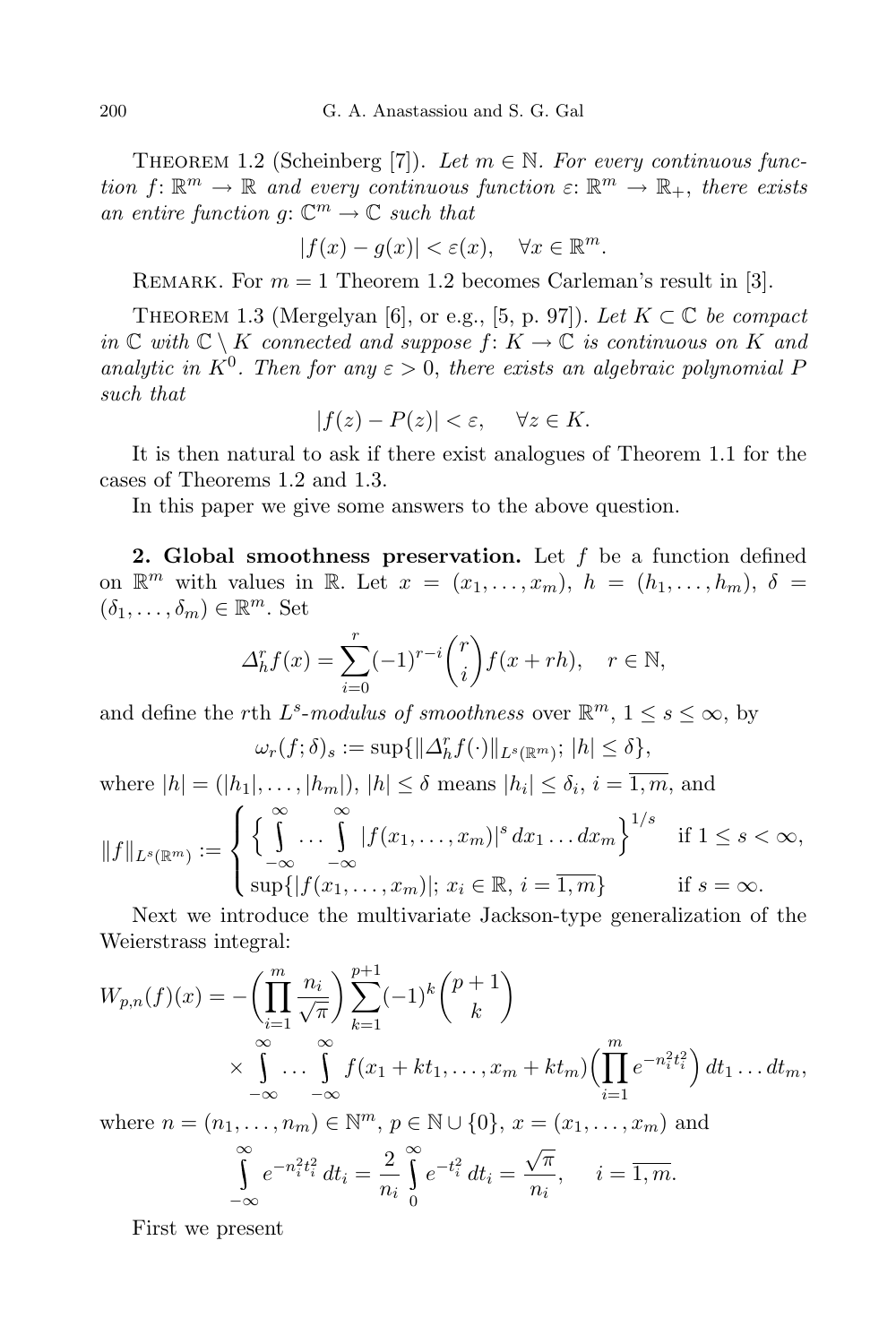Theorem 1.2 (Scheinberg [7]). *Let $m \in \mathbb{N}$. For every continuous function $f\colon \mathbb{R}^m \to \mathbb{R}$ and every continuous function $\varepsilon\colon \mathbb{R}^m \to \mathbb{R}_+$, there exists an entire function $g\colon \mathbb{C}^m \to \mathbb{C}$ such that*

$$|f(x) - g(x)| < \varepsilon(x), \quad \forall x \in \mathbb{R}^m.$$

Remark. For $m = 1$ Theorem 1.2 becomes Carleman's result in [3].

Theorem 1.3 (Mergelyan [6], or e.g., [5, p. 97]). *Let $K \subset \mathbb{C}$ be compact in $\mathbb{C}$ with $\mathbb{C} \setminus K$ connected and suppose $f\colon K \to \mathbb{C}$ is continuous on $K$ and analytic in $K^0$. Then for any $\varepsilon > 0$, there exists an algebraic polynomial $P$ such that*

$$|f(z) - P(z)| < \varepsilon, \quad \forall z \in K.$$

It is then natural to ask if there exist analogues of Theorem 1.1 for the cases of Theorems 1.2 and 1.3.

In this paper we give some answers to the above question.

**2. Global smoothness preservation.** Let $f$ be a function defined on $\mathbb{R}^m$ with values in $\mathbb{R}$. Let $x = (x_1, \ldots, x_m)$, $h = (h_1, \ldots, h_m)$, $\delta = (\delta_1, \ldots, \delta_m) \in \mathbb{R}^m$. Set

$$\Delta_h^r f(x) = \sum_{i=0}^{r} (-1)^{r-i} \binom{r}{i} f(x + rh), \quad r \in \mathbb{N},$$

and define the $r$th *$L^s$-modulus of smoothness* over $\mathbb{R}^m$, $1 \le s \le \infty$, by

$$\omega_r(f;\delta)_s := \sup\{\|\Delta_h^r f(\cdot)\|_{L^s(\mathbb{R}^m)};\ |h| \le \delta\},$$

where $|h| = (|h_1|, \ldots, |h_m|)$, $|h| \le \delta$ means $|h_i| \le \delta_i$, $i = \overline{1,m}$, and

$$\|f\|_{L^s(\mathbb{R}^m)} := \begin{cases} \Big\{ \int_{-\infty}^{\infty} \cdots \int_{-\infty}^{\infty} |f(x_1, \ldots, x_m)|^s \, dx_1 \ldots dx_m \Big\}^{1/s} & \text{if } 1 \le s < \infty, \\ \sup\{|f(x_1, \ldots, x_m)|;\ x_i \in \mathbb{R},\ i = \overline{1,m}\} & \text{if } s = \infty. \end{cases}$$

Next we introduce the multivariate Jackson-type generalization of the Weierstrass integral:

$$W_{p,n}(f)(x) = -\Big(\prod_{i=1}^{m} \frac{n_i}{\sqrt{\pi}}\Big) \sum_{k=1}^{p+1} (-1)^k \binom{p+1}{k} \times \int_{-\infty}^{\infty} \cdots \int_{-\infty}^{\infty} f(x_1 + kt_1, \ldots, x_m + kt_m) \Big(\prod_{i=1}^{m} e^{-n_i^2 t_i^2}\Big) \, dt_1 \ldots dt_m,$$

where $n = (n_1, \ldots, n_m) \in \mathbb{N}^m$, $p \in \mathbb{N} \cup \{0\}$, $x = (x_1, \ldots, x_m)$ and

$$\int_{-\infty}^{\infty} e^{-n_i^2 t_i^2} \, dt_i = \frac{2}{n_i} \int_{0}^{\infty} e^{-t_i^2} \, dt_i = \frac{\sqrt{\pi}}{n_i}, \quad i = \overline{1,m}.$$

First we present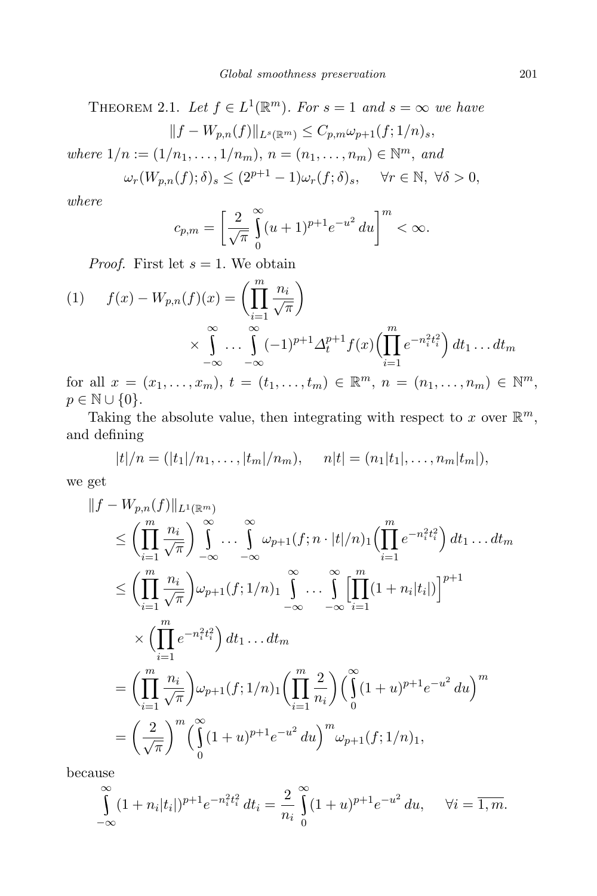THEOREM 2.1. *Let $f \in L^1(\mathbb{R}^m)$. For $s = 1$ and $s = \infty$ we have*

$$\|f - W_{p,n}(f)\|_{L^s(\mathbb{R}^m)} \le C_{p,m}\omega_{p+1}(f; 1/n)_s,$$

*where $1/n := (1/n_1, \dots, 1/n_m)$, $n = (n_1, \dots, n_m) \in \mathbb{N}^m$, and*

$$\omega_r(W_{p,n}(f); \delta)_s \le (2^{p+1} - 1)\omega_r(f; \delta)_s, \quad \forall r \in \mathbb{N},\ \forall \delta > 0,$$

*where*

$$c_{p,m} = \left[\frac{2}{\sqrt{\pi}} \int_0^\infty (u+1)^{p+1} e^{-u^2}\, du\right]^m < \infty.$$

*Proof.* First let $s = 1$. We obtain

$$(1) \quad f(x) - W_{p,n}(f)(x) = \left(\prod_{i=1}^m \frac{n_i}{\sqrt{\pi}}\right) \times \int_{-\infty}^{\infty} \dots \int_{-\infty}^{\infty} (-1)^{p+1} \Delta_t^{p+1} f(x) \Big(\prod_{i=1}^m e^{-n_i^2 t_i^2}\Big)\, dt_1 \dots dt_m$$

for all $x = (x_1, \dots, x_m)$, $t = (t_1, \dots, t_m) \in \mathbb{R}^m$, $n = (n_1, \dots, n_m) \in \mathbb{N}^m$, $p \in \mathbb{N} \cup \{0\}$.

Taking the absolute value, then integrating with respect to $x$ over $\mathbb{R}^m$, and defining

$$|t|/n = (|t_1|/n_1, \dots, |t_m|/n_m), \quad n|t| = (n_1|t_1|, \dots, n_m|t_m|),$$

we get

$$\begin{aligned}
&\|f - W_{p,n}(f)\|_{L^1(\mathbb{R}^m)} \\
&\le \left(\prod_{i=1}^m \frac{n_i}{\sqrt{\pi}}\right) \int_{-\infty}^{\infty} \dots \int_{-\infty}^{\infty} \omega_{p+1}(f; n \cdot |t|/n)_1 \Big(\prod_{i=1}^m e^{-n_i^2 t_i^2}\Big)\, dt_1 \dots dt_m \\
&\le \left(\prod_{i=1}^m \frac{n_i}{\sqrt{\pi}}\right) \omega_{p+1}(f; 1/n)_1 \int_{-\infty}^{\infty} \dots \int_{-\infty}^{\infty} \Big[\prod_{i=1}^m (1 + n_i|t_i|)\Big]^{p+1} \\
&\quad \times \Big(\prod_{i=1}^m e^{-n_i^2 t_i^2}\Big)\, dt_1 \dots dt_m \\
&= \left(\prod_{i=1}^m \frac{n_i}{\sqrt{\pi}}\right) \omega_{p+1}(f; 1/n)_1 \left(\prod_{i=1}^m \frac{2}{n_i}\right) \Big(\int_0^\infty (1+u)^{p+1} e^{-u^2}\, du\Big)^m \\
&= \left(\frac{2}{\sqrt{\pi}}\right)^m \Big(\int_0^\infty (1+u)^{p+1} e^{-u^2}\, du\Big)^m \omega_{p+1}(f; 1/n)_1,
\end{aligned}$$

because

$$\int_{-\infty}^{\infty} (1 + n_i|t_i|)^{p+1} e^{-n_i^2 t_i^2}\, dt_i = \frac{2}{n_i} \int_0^\infty (1+u)^{p+1} e^{-u^2}\, du, \quad \forall i = \overline{1, m}.$$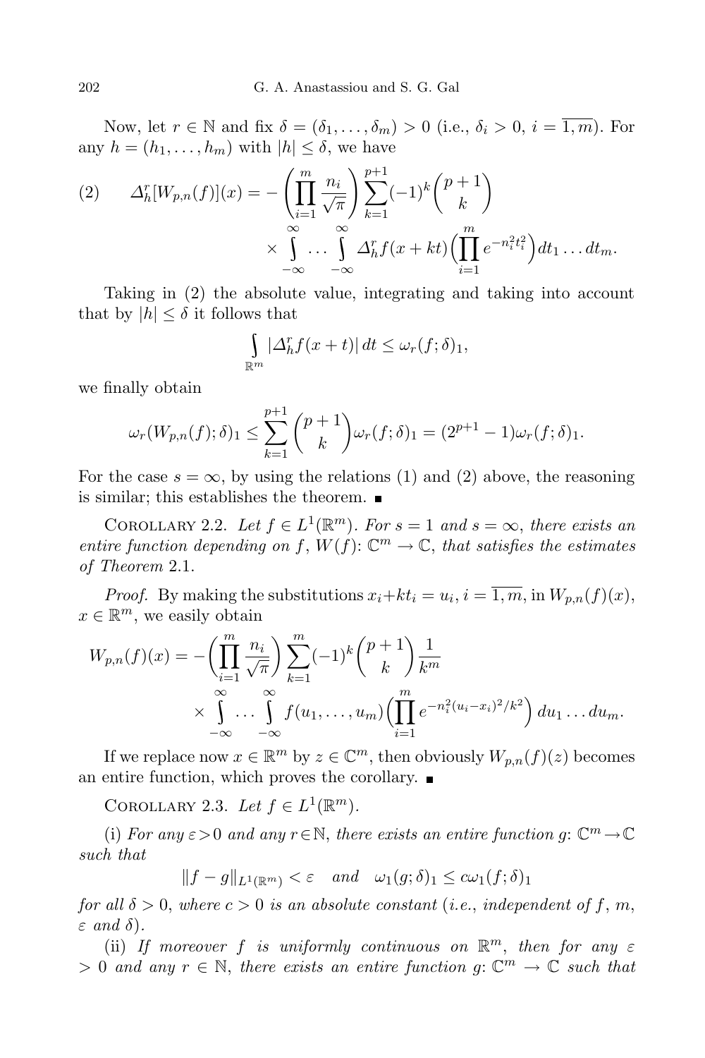Now, let $r \in \mathbb{N}$ and fix $\delta = (\delta_1, \ldots, \delta_m) > 0$ (i.e., $\delta_i > 0$, $i = \overline{1,m}$). For any $h = (h_1, \ldots, h_m)$ with $|h| \le \delta$, we have

$$
(2) \qquad \Delta_h^r[W_{p,n}(f)](x) = -\left(\prod_{i=1}^{m} \frac{n_i}{\sqrt{\pi}}\right) \sum_{k=1}^{p+1} (-1)^k \binom{p+1}{k} \times \int_{-\infty}^{\infty} \ldots \int_{-\infty}^{\infty} \Delta_h^r f(x+kt) \Big(\prod_{i=1}^{m} e^{-n_i^2 t_i^2}\Big) dt_1 \ldots dt_m.
$$

Taking in (2) the absolute value, integrating and taking into account that by $|h| \le \delta$ it follows that

$$
\int_{\mathbb{R}^m} |\Delta_h^r f(x+t)|\, dt \le \omega_r(f;\delta)_1,
$$

we finally obtain

$$
\omega_r(W_{p,n}(f);\delta)_1 \le \sum_{k=1}^{p+1} \binom{p+1}{k} \omega_r(f;\delta)_1 = (2^{p+1}-1)\omega_r(f;\delta)_1.
$$

For the case $s = \infty$, by using the relations (1) and (2) above, the reasoning is similar; this establishes the theorem. ∎

COROLLARY 2.2. *Let $f \in L^1(\mathbb{R}^m)$. For $s = 1$ and $s = \infty$, there exists an entire function depending on $f$, $W(f)\colon \mathbb{C}^m \to \mathbb{C}$, that satisfies the estimates of Theorem* 2.1.

*Proof.* By making the substitutions $x_i + kt_i = u_i$, $i = \overline{1,m}$, in $W_{p,n}(f)(x)$, $x \in \mathbb{R}^m$, we easily obtain

$$
W_{p,n}(f)(x) = -\left(\prod_{i=1}^{m} \frac{n_i}{\sqrt{\pi}}\right) \sum_{k=1}^{m} (-1)^k \binom{p+1}{k} \frac{1}{k^m} \times \int_{-\infty}^{\infty} \ldots \int_{-\infty}^{\infty} f(u_1, \ldots, u_m) \Big(\prod_{i=1}^{m} e^{-n_i^2 (u_i - x_i)^2/k^2}\Big)\, du_1 \ldots du_m.
$$

If we replace now $x \in \mathbb{R}^m$ by $z \in \mathbb{C}^m$, then obviously $W_{p,n}(f)(z)$ becomes an entire function, which proves the corollary. ∎

COROLLARY 2.3. *Let $f \in L^1(\mathbb{R}^m)$.*

(i) *For any $\varepsilon > 0$ and any $r \in \mathbb{N}$, there exists an entire function $g\colon \mathbb{C}^m \to \mathbb{C}$ such that*

$$
\|f - g\|_{L^1(\mathbb{R}^m)} < \varepsilon \quad \text{and} \quad \omega_1(g;\delta)_1 \le c\,\omega_1(f;\delta)_1
$$

*for all $\delta > 0$, where $c > 0$ is an absolute constant (i.e., independent of $f$, $m$, $\varepsilon$ and $\delta$).*

(ii) *If moreover $f$ is uniformly continuous on $\mathbb{R}^m$, then for any $\varepsilon > 0$ and any $r \in \mathbb{N}$, there exists an entire function $g\colon \mathbb{C}^m \to \mathbb{C}$ such that*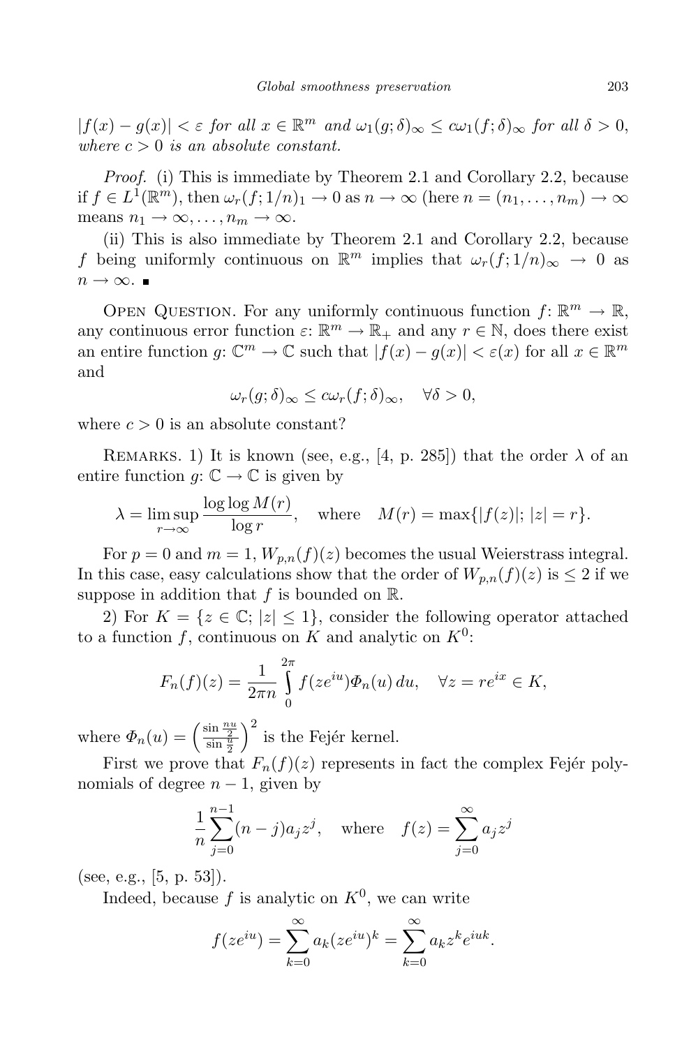$|f(x) - g(x)| < \varepsilon$ *for all* $x \in \mathbb{R}^m$ *and* $\omega_1(g; \delta)_\infty \le c\omega_1(f; \delta)_\infty$ *for all* $\delta > 0$, *where* $c > 0$ *is an absolute constant.*

*Proof.* (i) This is immediate by Theorem 2.1 and Corollary 2.2, because if $f \in L^1(\mathbb{R}^m)$, then $\omega_r(f; 1/n)_1 \to 0$ as $n \to \infty$ (here $n = (n_1, \ldots, n_m) \to \infty$ means $n_1 \to \infty, \ldots, n_m \to \infty$.

(ii) This is also immediate by Theorem 2.1 and Corollary 2.2, because $f$ being uniformly continuous on $\mathbb{R}^m$ implies that $\omega_r(f; 1/n)_\infty \to 0$ as $n \to \infty$. ∎

Open Question. For any uniformly continuous function $f: \mathbb{R}^m \to \mathbb{R}$, any continuous error function $\varepsilon: \mathbb{R}^m \to \mathbb{R}_+$ and any $r \in \mathbb{N}$, does there exist an entire function $g: \mathbb{C}^m \to \mathbb{C}$ such that $|f(x) - g(x)| < \varepsilon(x)$ for all $x \in \mathbb{R}^m$ and

$$\omega_r(g; \delta)_\infty \le c\omega_r(f; \delta)_\infty, \quad \forall \delta > 0,$$

where $c > 0$ is an absolute constant?

Remarks. 1) It is known (see, e.g., [4, p. 285]) that the order $\lambda$ of an entire function $g: \mathbb{C} \to \mathbb{C}$ is given by

$$\lambda = \limsup_{r \to \infty} \frac{\log \log M(r)}{\log r}, \quad \text{where} \quad M(r) = \max\{|f(z)|;\, |z| = r\}.$$

For $p = 0$ and $m = 1$, $W_{p,n}(f)(z)$ becomes the usual Weierstrass integral. In this case, easy calculations show that the order of $W_{p,n}(f)(z)$ is $\le 2$ if we suppose in addition that $f$ is bounded on $\mathbb{R}$.

2) For $K = \{z \in \mathbb{C};\, |z| \le 1\}$, consider the following operator attached to a function $f$, continuous on $K$ and analytic on $K^0$:

$$F_n(f)(z) = \frac{1}{2\pi n} \int_0^{2\pi} f(ze^{iu}) \Phi_n(u)\, du, \quad \forall z = re^{ix} \in K,$$

where $\Phi_n(u) = \left(\frac{\sin \frac{nu}{2}}{\sin \frac{u}{2}}\right)^2$ is the Fejér kernel.

First we prove that $F_n(f)(z)$ represents in fact the complex Fejér polynomials of degree $n - 1$, given by

$$\frac{1}{n} \sum_{j=0}^{n-1} (n - j) a_j z^j, \quad \text{where} \quad f(z) = \sum_{j=0}^{\infty} a_j z^j$$

(see, e.g., [5, p. 53]).

Indeed, because $f$ is analytic on $K^0$, we can write

$$f(ze^{iu}) = \sum_{k=0}^{\infty} a_k (ze^{iu})^k = \sum_{k=0}^{\infty} a_k z^k e^{iuk}.$$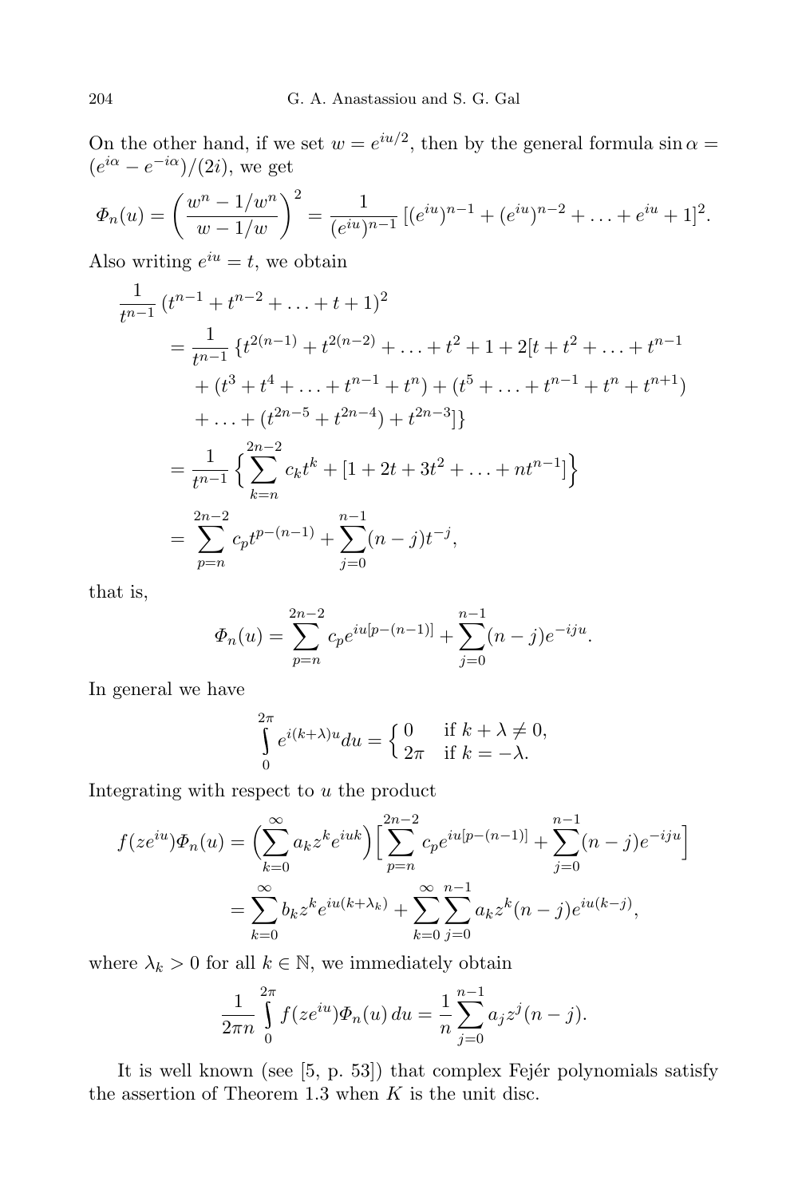On the other hand, if we set $w = e^{iu/2}$, then by the general formula $\sin\alpha = (e^{i\alpha} - e^{-i\alpha})/(2i)$, we get

$$\Phi_n(u) = \left(\frac{w^n - 1/w^n}{w - 1/w}\right)^2 = \frac{1}{(e^{iu})^{n-1}}\,[(e^{iu})^{n-1} + (e^{iu})^{n-2} + \ldots + e^{iu} + 1]^2.$$

Also writing $e^{iu} = t$, we obtain

$$\begin{aligned}
&\frac{1}{t^{n-1}}\,(t^{n-1} + t^{n-2} + \ldots + t + 1)^2 \\
&\quad = \frac{1}{t^{n-1}}\,\{t^{2(n-1)} + t^{2(n-2)} + \ldots + t^2 + 1 + 2[t + t^2 + \ldots + t^{n-1} \\
&\qquad + (t^3 + t^4 + \ldots + t^{n-1} + t^n) + (t^5 + \ldots + t^{n-1} + t^n + t^{n+1}) \\
&\qquad + \ldots + (t^{2n-5} + t^{2n-4}) + t^{2n-3}]\} \\
&\quad = \frac{1}{t^{n-1}}\Big\{\sum_{k=n}^{2n-2} c_k t^k + [1 + 2t + 3t^2 + \ldots + nt^{n-1}]\Big\} \\
&\quad = \sum_{p=n}^{2n-2} c_p t^{p-(n-1)} + \sum_{j=0}^{n-1}(n-j)t^{-j},
\end{aligned}$$

that is,

$$\Phi_n(u) = \sum_{p=n}^{2n-2} c_p e^{iu[p-(n-1)]} + \sum_{j=0}^{n-1}(n-j)e^{-iju}.$$

In general we have

$$\int_0^{2\pi} e^{i(k+\lambda)u}du = \begin{cases} 0 & \text{if } k + \lambda \neq 0, \\ 2\pi & \text{if } k = -\lambda. \end{cases}$$

Integrating with respect to $u$ the product

$$\begin{aligned}
f(ze^{iu})\Phi_n(u) &= \Big(\sum_{k=0}^{\infty} a_k z^k e^{iuk}\Big)\Big[\sum_{p=n}^{2n-2} c_p e^{iu[p-(n-1)]} + \sum_{j=0}^{n-1}(n-j)e^{-iju}\Big] \\
&= \sum_{k=0}^{\infty} b_k z^k e^{iu(k+\lambda_k)} + \sum_{k=0}^{\infty}\sum_{j=0}^{n-1} a_k z^k (n-j)e^{iu(k-j)},
\end{aligned}$$

where $\lambda_k > 0$ for all $k \in \mathbb{N}$, we immediately obtain

$$\frac{1}{2\pi n}\int_0^{2\pi} f(ze^{iu})\Phi_n(u)\,du = \frac{1}{n}\sum_{j=0}^{n-1} a_j z^j (n-j).$$

It is well known (see [5, p. 53]) that complex Fejér polynomials satisfy the assertion of Theorem 1.3 when $K$ is the unit disc.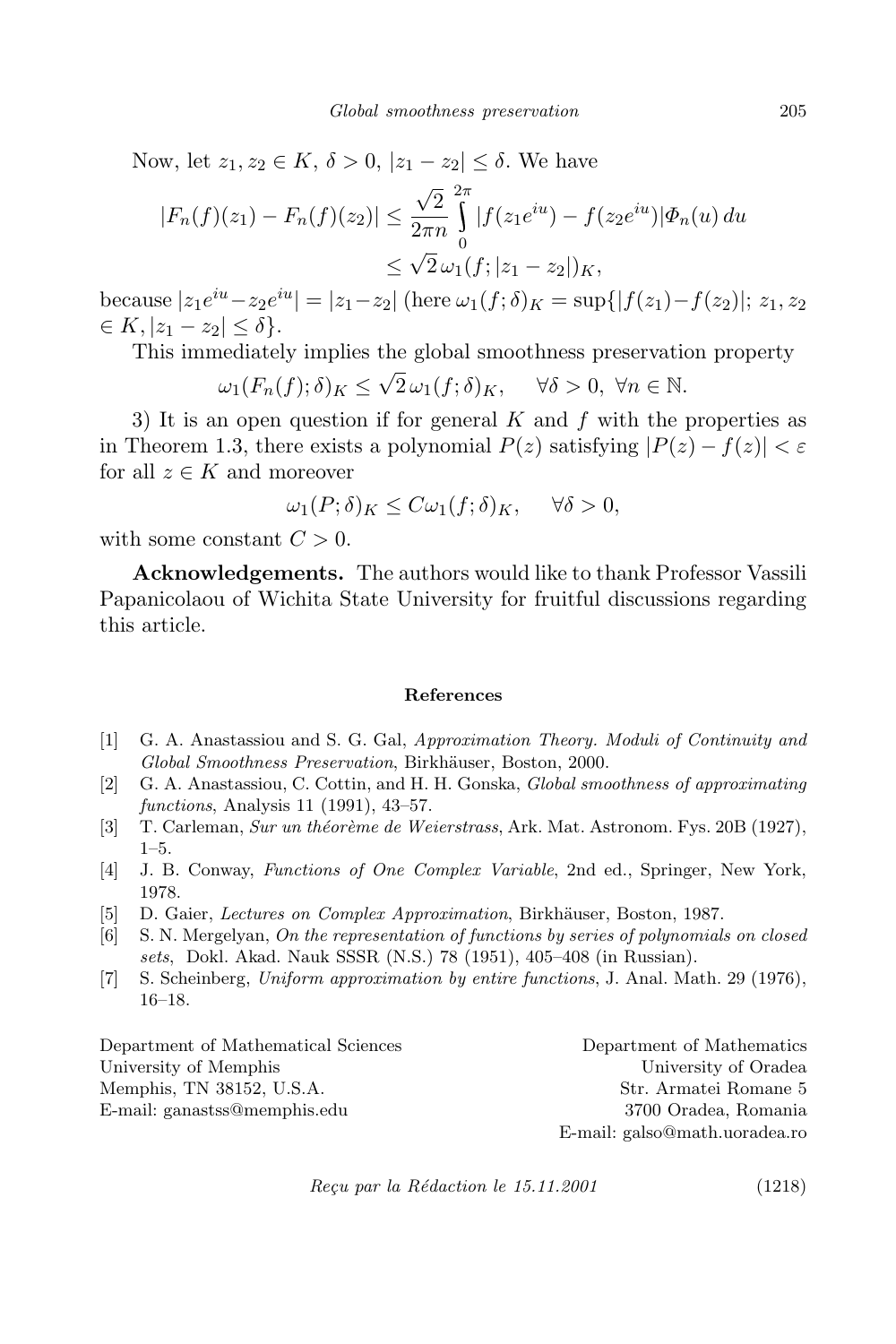Now, let $z_1, z_2 \in K$, $\delta > 0$, $|z_1 - z_2| \le \delta$. We have

$$|F_n(f)(z_1) - F_n(f)(z_2)| \le \frac{\sqrt{2}}{2\pi n} \int_0^{2\pi} |f(z_1 e^{iu}) - f(z_2 e^{iu})| \Phi_n(u)\, du$$
$$\le \sqrt{2}\, \omega_1(f; |z_1 - z_2|)_K,$$

because $|z_1 e^{iu} - z_2 e^{iu}| = |z_1 - z_2|$ (here $\omega_1(f;\delta)_K = \sup\{|f(z_1) - f(z_2)|;\, z_1, z_2 \in K, |z_1 - z_2| \le \delta\}$.

This immediately implies the global smoothness preservation property

$$\omega_1(F_n(f);\delta)_K \le \sqrt{2}\, \omega_1(f;\delta)_K, \quad \forall \delta > 0,\ \forall n \in \mathbb{N}.$$

3) It is an open question if for general $K$ and $f$ with the properties as in Theorem 1.3, there exists a polynomial $P(z)$ satisfying $|P(z) - f(z)| < \varepsilon$ for all $z \in K$ and moreover

$$\omega_1(P;\delta)_K \le C\omega_1(f;\delta)_K, \quad \forall \delta > 0,$$

with some constant $C > 0$.

**Acknowledgements.** The authors would like to thank Professor Vassili Papanicolaou of Wichita State University for fruitful discussions regarding this article.

## References

[1] G. A. Anastassiou and S. G. Gal, *Approximation Theory. Moduli of Continuity and Global Smoothness Preservation*, Birkhäuser, Boston, 2000.

[2] G. A. Anastassiou, C. Cottin, and H. H. Gonska, *Global smoothness of approximating functions*, Analysis 11 (1991), 43–57.

[3] T. Carleman, *Sur un théorème de Weierstrass*, Ark. Mat. Astronom. Fys. 20B (1927), 1–5.

[4] J. B. Conway, *Functions of One Complex Variable*, 2nd ed., Springer, New York, 1978.

[5] D. Gaier, *Lectures on Complex Approximation*, Birkhäuser, Boston, 1987.

[6] S. N. Mergelyan, *On the representation of functions by series of polynomials on closed sets*, Dokl. Akad. Nauk SSSR (N.S.) 78 (1951), 405–408 (in Russian).

[7] S. Scheinberg, *Uniform approximation by entire functions*, J. Anal. Math. 29 (1976), 16–18.

Department of Mathematical Sciences
University of Memphis
Memphis, TN 38152, U.S.A.
E-mail: ganastss@memphis.edu

Department of Mathematics
University of Oradea
Str. Armatei Romane 5
3700 Oradea, Romania
E-mail: galso@math.uoradea.ro

*Reçu par la Rédaction le 15.11.2001* (1218)